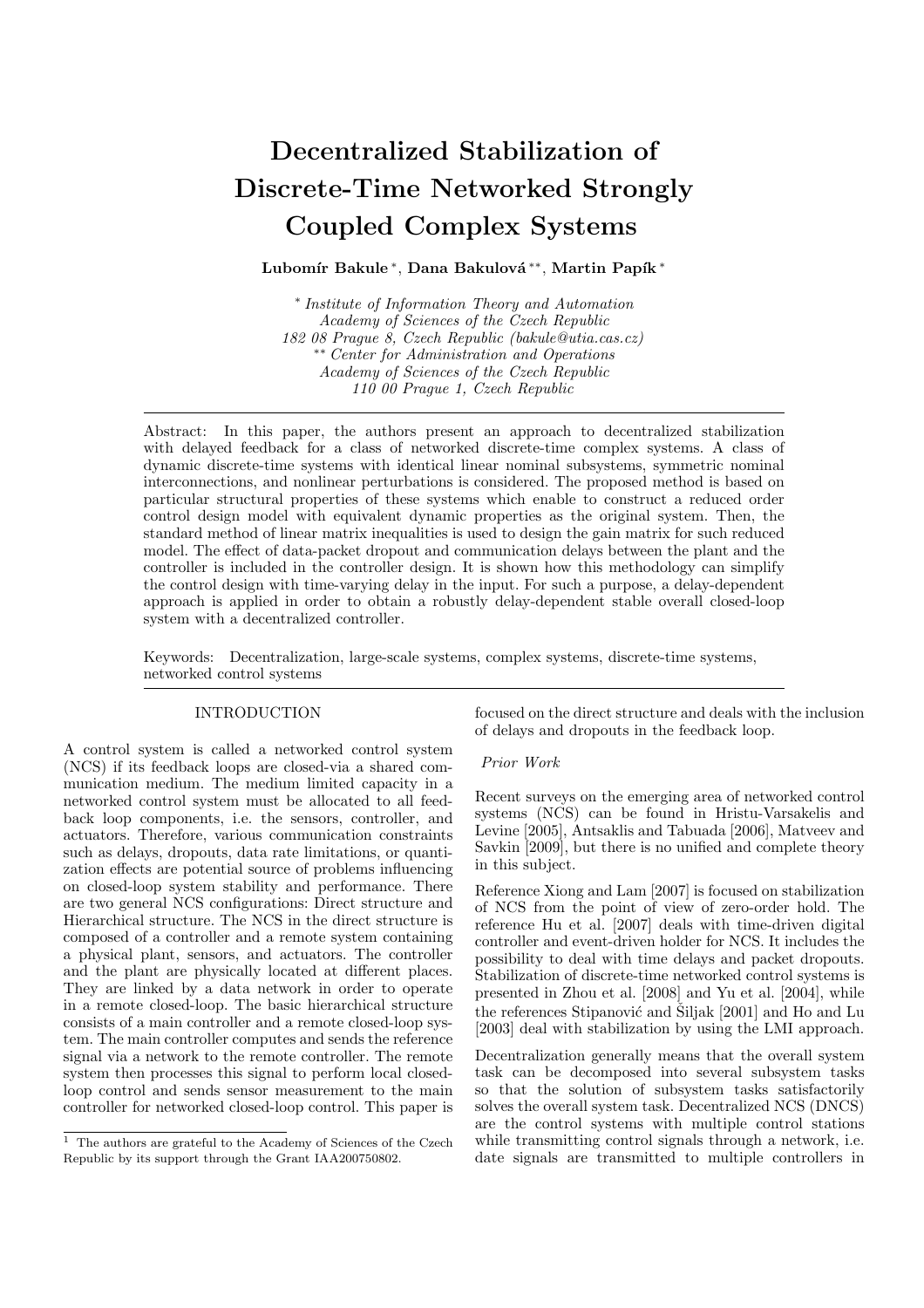# Decentralized Stabilization of Discrete-Time Networked Strongly Coupled Complex Systems

**Lubomír Bakule** [*], **Dana Bakulová** [**], **Martin Papík** [*]

[*] *Institute of Information Theory and Automation*
*Academy of Sciences of the Czech Republic*
*182 08 Prague 8, Czech Republic (bakule@utia.cas.cz)*
[**] *Center for Administration and Operations*
*Academy of Sciences of the Czech Republic*
*110 00 Prague 1, Czech Republic*

---

Abstract: In this paper, the authors present an approach to decentralized stabilization with delayed feedback for a class of networked discrete-time complex systems. A class of dynamic discrete-time systems with identical linear nominal subsystems, symmetric nominal interconnections, and nonlinear perturbations is considered. The proposed method is based on particular structural properties of these systems which enable to construct a reduced order control design model with equivalent dynamic properties as the original system. Then, the standard method of linear matrix inequalities is used to design the gain matrix for such reduced model. The effect of data-packet dropout and communication delays between the plant and the controller is included in the controller design. It is shown how this methodology can simplify the control design with time-varying delay in the input. For such a purpose, a delay-dependent approach is applied in order to obtain a robustly delay-dependent stable overall closed-loop system with a decentralized controller.

Keywords: Decentralization, large-scale systems, complex systems, discrete-time systems, networked control systems

---

## INTRODUCTION

A control system is called a networked control system (NCS) if its feedback loops are closed-via a shared communication medium. The medium limited capacity in a networked control system must be allocated to all feedback loop components, i.e. the sensors, controller, and actuators. Therefore, various communication constraints such as delays, dropouts, data rate limitations, or quantization effects are potential source of problems influencing on closed-loop system stability and performance. There are two general NCS configurations: Direct structure and Hierarchical structure. The NCS in the direct structure is composed of a controller and a remote system containing a physical plant, sensors, and actuators. The controller and the plant are physically located at different places. They are linked by a data network in order to operate in a remote closed-loop. The basic hierarchical structure consists of a main controller and a remote closed-loop system. The main controller computes and sends the reference signal via a network to the remote controller. The remote system then processes this signal to perform local closed-loop control and sends sensor measurement to the main controller for networked closed-loop control. This paper is focused on the direct structure and deals with the inclusion of delays and dropouts in the feedback loop.

### *Prior Work*

Recent surveys on the emerging area of networked control systems (NCS) can be found in Hristu-Varsakelis and Levine [2005], Antsaklis and Tabuada [2006], Matveev and Savkin [2009], but there is no unified and complete theory in this subject.

Reference Xiong and Lam [2007] is focused on stabilization of NCS from the point of view of zero-order hold. The reference Hu et al. [2007] deals with time-driven digital controller and event-driven holder for NCS. It includes the possibility to deal with time delays and packet dropouts. Stabilization of discrete-time networked control systems is presented in Zhou et al. [2008] and Yu et al. [2004], while the references Stipanović and Šiljak [2001] and Ho and Lu [2003] deal with stabilization by using the LMI approach.

Decentralization generally means that the overall system task can be decomposed into several subsystem tasks so that the solution of subsystem tasks satisfactorily solves the overall system task. Decentralized NCS (DNCS) are the control systems with multiple control stations while transmitting control signals through a network, i.e. date signals are transmitted to multiple controllers in

---

[1] The authors are grateful to the Academy of Sciences of the Czech Republic by its support through the Grant IAA200750802.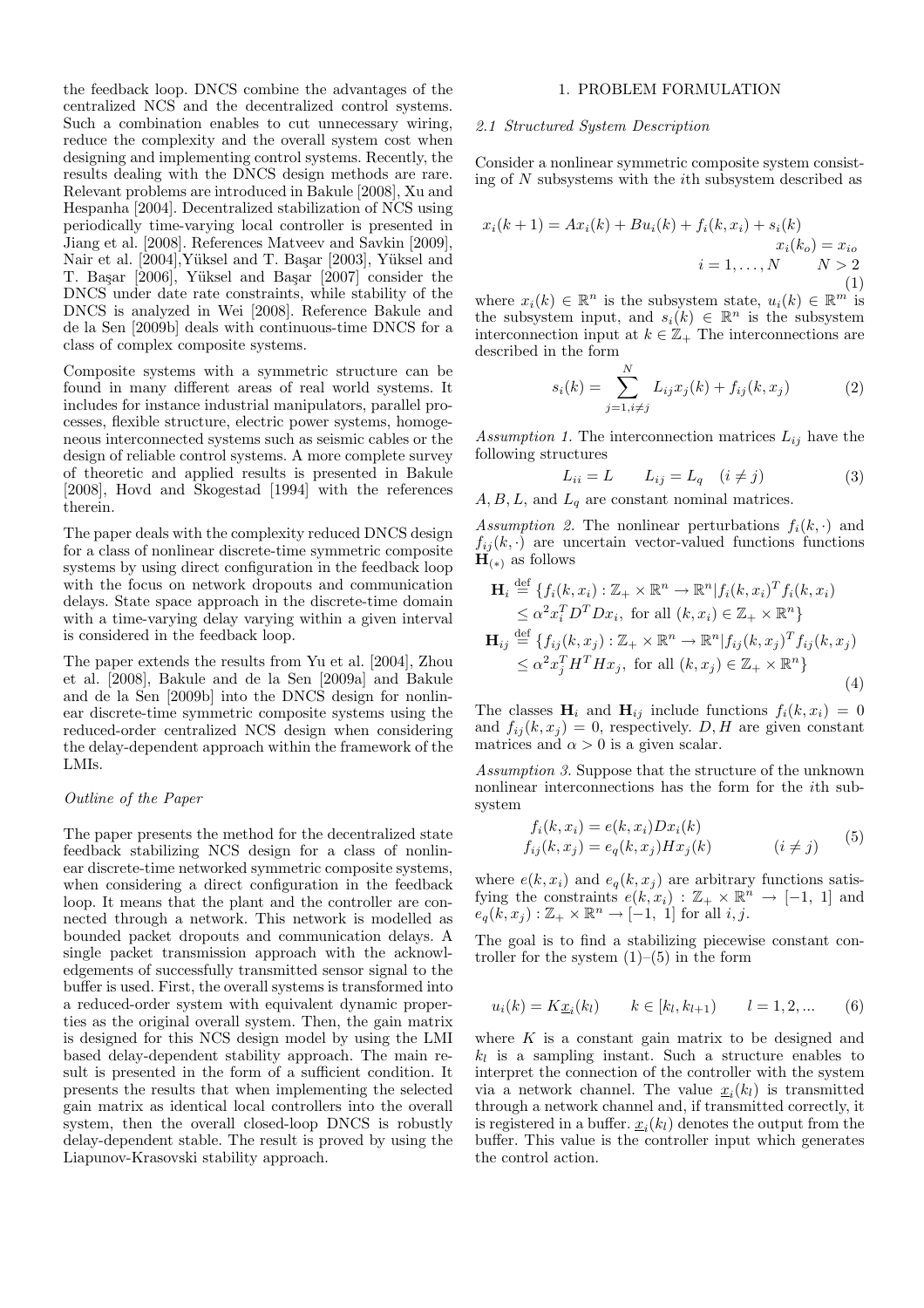the feedback loop. DNCS combine the advantages of the centralized NCS and the decentralized control systems. Such a combination enables to cut unnecessary wiring, reduce the complexity and the overall system cost when designing and implementing control systems. Recently, the results dealing with the DNCS design methods are rare. Relevant problems are introduced in Bakule [2008], Xu and Hespanha [2004]. Decentralized stabilization of NCS using periodically time-varying local controller is presented in Jiang et al. [2008]. References Matveev and Savkin [2009], Nair et al. [2004],Yüksel and T. Başar [2003], Yüksel and T. Başar [2006], Yüksel and Başar [2007] consider the DNCS under date rate constraints, while stability of the DNCS is analyzed in Wei [2008]. Reference Bakule and de la Sen [2009b] deals with continuous-time DNCS for a class of complex composite systems.

Composite systems with a symmetric structure can be found in many different areas of real world systems. It includes for instance industrial manipulators, parallel processes, flexible structure, electric power systems, homogeneous interconnected systems such as seismic cables or the design of reliable control systems. A more complete survey of theoretic and applied results is presented in Bakule [2008], Hovd and Skogestad [1994] with the references therein.

The paper deals with the complexity reduced DNCS design for a class of nonlinear discrete-time symmetric composite systems by using direct configuration in the feedback loop with the focus on network dropouts and communication delays. State space approach in the discrete-time domain with a time-varying delay varying within a given interval is considered in the feedback loop.

The paper extends the results from Yu et al. [2004], Zhou et al. [2008], Bakule and de la Sen [2009a] and Bakule and de la Sen [2009b] into the DNCS design for nonlinear discrete-time symmetric composite systems using the reduced-order centralized NCS design when considering the delay-dependent approach within the framework of the LMIs.

*Outline of the Paper*

The paper presents the method for the decentralized state feedback stabilizing NCS design for a class of nonlinear discrete-time networked symmetric composite systems, when considering a direct configuration in the feedback loop. It means that the plant and the controller are connected through a network. This network is modelled as bounded packet dropouts and communication delays. A single packet transmission approach with the acknowledgements of successfully transmitted sensor signal to the buffer is used. First, the overall systems is transformed into a reduced-order system with equivalent dynamic properties as the original overall system. Then, the gain matrix is designed for this NCS design model by using the LMI based delay-dependent stability approach. The main result is presented in the form of a sufficient condition. It presents the results that when implementing the selected gain matrix as identical local controllers into the overall system, then the overall closed-loop DNCS is robustly delay-dependent stable. The result is proved by using the Liapunov-Krasovski stability approach.

# 1. PROBLEM FORMULATION

## 2.1 Structured System Description

Consider a nonlinear symmetric composite system consisting of $N$ subsystems with the $i$th subsystem described as

$$
\begin{aligned}
x_i(k+1) = Ax_i(k) + Bu_i(k) + f_i(k, x_i) + s_i(k) \\
x_i(k_o) = x_{io} \\
i = 1, \ldots, N \qquad N > 2
\end{aligned} \tag{1}
$$

where $x_i(k) \in \mathbb{R}^n$ is the subsystem state, $u_i(k) \in \mathbb{R}^m$ is the subsystem input, and $s_i(k) \in \mathbb{R}^n$ is the subsystem interconnection input at $k \in \mathbb{Z}_+$ The interconnections are described in the form

$$
s_i(k) = \sum_{j=1, i \neq j}^{N} L_{ij} x_j(k) + f_{ij}(k, x_j) \tag{2}
$$

*Assumption 1.* The interconnection matrices $L_{ij}$ have the following structures

$$
L_{ii} = L \qquad L_{ij} = L_q \quad (i \neq j) \tag{3}
$$

$A, B, L$, and $L_q$ are constant nominal matrices.

*Assumption 2.* The nonlinear perturbations $f_i(k, \cdot)$ and $f_{ij}(k, \cdot)$ are uncertain vector-valued functions functions $\mathbf{H}_{(*)}$ as follows

$$
\begin{aligned}
\mathbf{H}_i &\stackrel{\text{def}}{=} \{f_i(k, x_i) : \mathbb{Z}_+ \times \mathbb{R}^n \to \mathbb{R}^n | f_i(k, x_i)^T f_i(k, x_i) \\
&\leq \alpha^2 x_i^T D^T D x_i, \text{ for all } (k, x_i) \in \mathbb{Z}_+ \times \mathbb{R}^n\} \\
\mathbf{H}_{ij} &\stackrel{\text{def}}{=} \{f_{ij}(k, x_j) : \mathbb{Z}_+ \times \mathbb{R}^n \to \mathbb{R}^n | f_{ij}(k, x_j)^T f_{ij}(k, x_j) \\
&\leq \alpha^2 x_j^T H^T H x_j, \text{ for all } (k, x_j) \in \mathbb{Z}_+ \times \mathbb{R}^n\}
\end{aligned} \tag{4}
$$

The classes $\mathbf{H}_i$ and $\mathbf{H}_{ij}$ include functions $f_i(k, x_i) = 0$ and $f_{ij}(k, x_j) = 0$, respectively. $D, H$ are given constant matrices and $\alpha > 0$ is a given scalar.

*Assumption 3.* Suppose that the structure of the unknown nonlinear interconnections has the form for the $i$th subsystem

$$
\begin{aligned}
f_i(k, x_i) &= e(k, x_i) D x_i(k) \\
f_{ij}(k, x_j) &= e_q(k, x_j) H x_j(k) \qquad (i \neq j)
\end{aligned} \tag{5}
$$

where $e(k, x_i)$ and $e_q(k, x_j)$ are arbitrary functions satisfying the constraints $e(k, x_i) : \mathbb{Z}_+ \times \mathbb{R}^n \to [-1,\ 1]$ and $e_q(k, x_j) : \mathbb{Z}_+ \times \mathbb{R}^n \to [-1,\ 1]$ for all $i, j$.

The goal is to find a stabilizing piecewise constant controller for the system (1)–(5) in the form

$$
u_i(k) = K \underline{x}_i(k_l) \qquad k \in [k_l, k_{l+1}) \qquad l = 1, 2, \ldots \tag{6}
$$

where $K$ is a constant gain matrix to be designed and $k_l$ is a sampling instant. Such a structure enables to interpret the connection of the controller with the system via a network channel. The value $\underline{x}_i(k_l)$ is transmitted through a network channel and, if transmitted correctly, it is registered in a buffer. $\underline{x}_i(k_l)$ denotes the output from the buffer. This value is the controller input which generates the control action.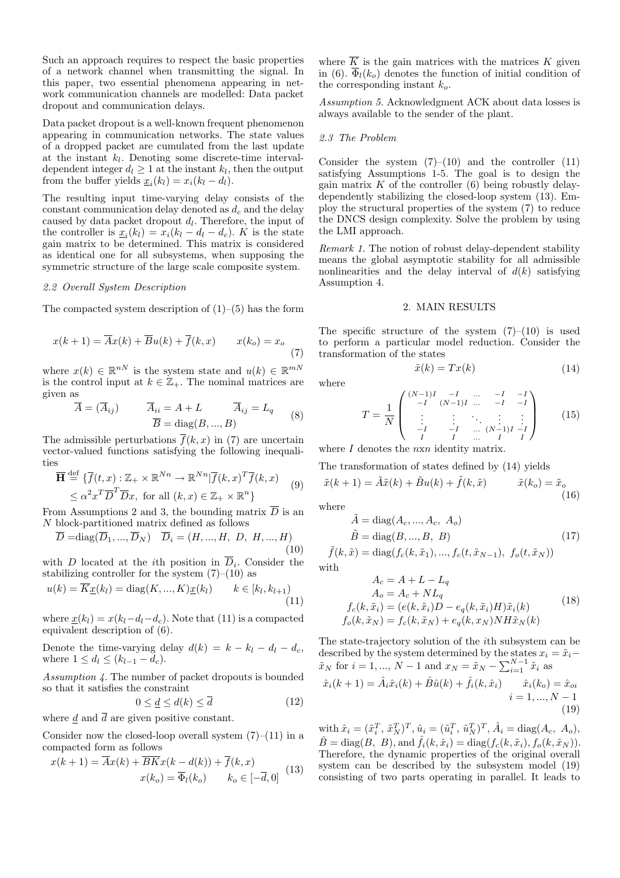Such an approach requires to respect the basic properties of a network channel when transmitting the signal. In this paper, two essential phenomena appearing in network communication channels are modelled: Data packet dropout and communication delays.

Data packet dropout is a well-known frequent phenomenon appearing in communication networks. The state values of a dropped packet are cumulated from the last update at the instant $k_l$. Denoting some discrete-time interval-dependent integer $d_l \geq 1$ at the instant $k_l$, then the output from the buffer yields $\underline{x}_i(k_l) = x_i(k_l - d_l)$.

The resulting input time-varying delay consists of the constant communication delay denoted as $d_c$ and the delay caused by data packet dropout $d_l$. Therefore, the input of the controller is $\underline{x}_i(k_l) = x_i(k_l - d_l - d_c)$. $K$ is the state gain matrix to be determined. This matrix is considered as identical one for all subsystems, when supposing the symmetric structure of the large scale composite system.

### 2.2 Overall System Description

The compacted system description of (1)–(5) has the form

$$x(k+1) = \overline{A}x(k) + \overline{B}u(k) + \overline{f}(k,x) \qquad x(k_o) = x_o \tag{7}$$

where $x(k) \in \mathbb{R}^{nN}$ is the system state and $u(k) \in \mathbb{R}^{mN}$ is the control input at $k \in \mathbb{Z}_+$. The nominal matrices are given as

$$\overline{A} = (\overline{A}_{ij}) \qquad \overline{A}_{ii} = A + L \qquad \overline{A}_{ij} = L_q$$
$$\overline{B} = \text{diag}(B, ..., B) \tag{8}$$

The admissible perturbations $\overline{f}(k,x)$ in (7) are uncertain vector-valued functions satisfying the following inequalities

$$\overline{\mathbf{H}} \stackrel{\text{def}}{=} \{\overline{f}(t,x) : \mathbb{Z}_+ \times \mathbb{R}^{Nn} \to \mathbb{R}^{Nn} | \overline{f}(k,x)^T \overline{f}(k,x) \leq \alpha^2 x^T \overline{D}^T \overline{D} x, \text{ for all } (k,x) \in \mathbb{Z}_+ \times \mathbb{R}^n\} \tag{9}$$

From Assumptions 2 and 3, the bounding matrix $\overline{D}$ is an $N$ block-partitioned matrix defined as follows

$$\overline{D} = \text{diag}(\overline{D}_1, ..., \overline{D}_N) \quad \overline{D}_i = (H, ..., H, \ D, \ H, ..., H) \tag{10}$$

with $D$ located at the $i$th position in $\overline{D}_i$. Consider the stabilizing controller for the system (7)–(10) as

$$u(k) = \overline{K}\underline{x}(k_l) = \text{diag}(K, ..., K)\underline{x}(k_l) \qquad k \in [k_l, k_{l+1}) \tag{11}$$

where $\underline{x}(k_l) = x(k_l - d_l - d_c)$. Note that (11) is a compacted equivalent description of (6).

Denote the time-varying delay $d(k) = k - k_l - d_l - d_c$, where $1 \leq d_l \leq (k_{l-1} - d_c)$.

*Assumption 4.* The number of packet dropouts is bounded so that it satisfies the constraint

$$0 \leq \underline{d} \leq d(k) \leq \overline{d} \tag{12}$$

where $\underline{d}$ and $\overline{d}$ are given positive constant.

Consider now the closed-loop overall system (7)–(11) in a compacted form as follows

$$x(k+1) = \overline{A}x(k) + \overline{BK}x(k - d(k)) + \overline{f}(k,x)$$
$$x(k_o) = \overline{\Phi}_l(k_o) \qquad k_o \in [-\overline{d}, 0] \tag{13}$$

where $\overline{K}$ is the gain matrices with the matrices $K$ given in (6). $\overline{\Phi}_l(k_o)$ denotes the function of initial condition of the corresponding instant $k_o$.

*Assumption 5.* Acknowledgment ACK about data losses is always available to the sender of the plant.

### 2.3 The Problem

Consider the system (7)–(10) and the controller (11) satisfying Assumptions 1-5. The goal is to design the gain matrix $K$ of the controller (6) being robustly delay-dependently stabilizing the closed-loop system (13). Employ the structural properties of the system (7) to reduce the DNCS design complexity. Solve the problem by using the LMI approach.

*Remark 1.* The notion of robust delay-dependent stability means the global asymptotic stability for all admissible nonlinearities and the delay interval of $d(k)$ satisfying Assumption 4.

## 2. MAIN RESULTS

The specific structure of the system (7)–(10) is used to perform a particular model reduction. Consider the transformation of the states

$$\tilde{x}(k) = Tx(k) \tag{14}$$

where

$$T = \frac{1}{N}\begin{pmatrix} (N-1)I & -I & \dots & -I & -I \\ -I & (N-1)I & \dots & -I & -I \\ \vdots & \vdots & \ddots & \vdots & \vdots \\ -I & -I & \dots & (N-1)I & -I \\ I & I & \dots & I & I \end{pmatrix} \tag{15}$$

where $I$ denotes the $nxn$ identity matrix.

The transformation of states defined by (14) yields

$$\tilde{x}(k+1) = \tilde{A}\tilde{x}(k) + \tilde{B}u(k) + \tilde{f}(k,\tilde{x}) \qquad \tilde{x}(k_o) = \tilde{x}_o \tag{16}$$

where

$$\tilde{A} = \text{diag}(A_c, ..., A_c, \ A_o)$$
$$\tilde{B} = \text{diag}(B, ..., B, \ B) \tag{17}$$
$$\tilde{f}(k,\tilde{x}) = \text{diag}(f_c(k,\tilde{x}_1), ..., f_c(t,\tilde{x}_{N-1}), \ f_o(t,\tilde{x}_N))$$

with

$$A_c = A + L - L_q$$
$$A_o = A_c + NL_q$$
$$f_c(k,\tilde{x}_i) = (e(k,\tilde{x}_i)D - e_q(k,\tilde{x}_i)H)\tilde{x}_i(k) \tag{18}$$
$$f_o(k,\tilde{x}_N) = f_c(k,\tilde{x}_N) + e_q(k,x_N)NH\tilde{x}_N(k)$$

The state-trajectory solution of the $i$th subsystem can be described by the system determined by the states $x_i = \tilde{x}_i - \tilde{x}_N$ for $i = 1, ..., N-1$ and $x_N = \tilde{x}_N - \sum_{i=1}^{N-1} \tilde{x}_i$ as

$$\hat{x}_i(k+1) = \hat{A}_i\hat{x}_i(k) + \hat{B}\hat{u}(k) + \hat{f}_i(k,\hat{x}_i) \qquad \hat{x}_i(k_o) = \hat{x}_{oi}$$
$$i = 1, ..., N-1 \tag{19}$$

with $\hat{x}_i = (\tilde{x}_i^T, \ \tilde{x}_N^T)^T$, $\hat{u}_i = (\tilde{u}_i^T, \ \tilde{u}_N^T)^T$, $\hat{A}_i = \text{diag}(A_c, \ A_o)$, $\hat{B} = \text{diag}(B, \ B)$, and $\hat{f}_i(k,\hat{x}_i) = \text{diag}(f_c(k,\tilde{x}_i), f_o(k,\tilde{x}_N))$. Therefore, the dynamic properties of the original overall system can be described by the subsystem model (19) consisting of two parts operating in parallel. It leads to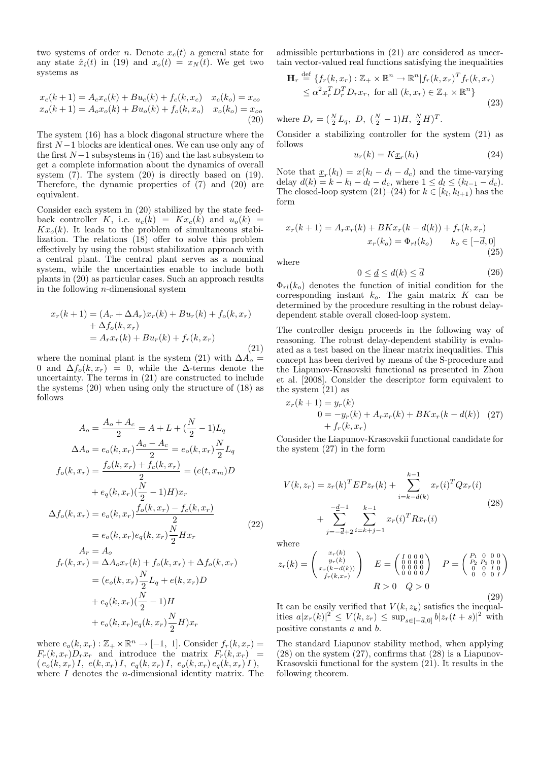two systems of order $n$. Denote $x_c(t)$ a general state for any state $\hat{x}_i(t)$ in (19) and $x_o(t) = x_N(t)$. We get two systems as

$$
\begin{aligned}
x_c(k+1) &= A_c x_c(k) + B u_c(k) + f_c(k, x_c) \quad x_c(k_o) = x_{co} \\
x_o(k+1) &= A_o x_o(k) + B u_o(k) + f_o(k, x_o) \quad x_o(k_o) = x_{oo}
\end{aligned}
\tag{20}
$$

The system (16) has a block diagonal structure where the first $N-1$ blocks are identical ones. We can use only any of the first $N-1$ subsystems in (16) and the last subsystem to get a complete information about the dynamics of overall system (7). The system (20) is directly based on (19). Therefore, the dynamic properties of (7) and (20) are equivalent.

Consider each system in (20) stabilized by the state feedback controller $K$, i.e. $u_c(k) = K x_c(k)$ and $u_o(k) = K x_o(k)$. It leads to the problem of simultaneous stabilization. The relations (18) offer to solve this problem effectively by using the robust stabilization approach with a central plant. The central plant serves as a nominal system, while the uncertainties enable to include both plants in (20) as particular cases. Such an approach results in the following $n$-dimensional system

$$
\begin{aligned}
x_r(k+1) &= (A_r + \Delta A_r) x_r(k) + B u_r(k) + f_o(k, x_r) \\
&\quad + \Delta f_o(k, x_r) \\
&= A_r x_r(k) + B u_r(k) + f_r(k, x_r)
\end{aligned}
\tag{21}
$$

where the nominal plant is the system (21) with $\Delta A_o = 0$ and $\Delta f_o(k, x_r) = 0$, while the $\Delta$-terms denote the uncertainty. The terms in (21) are constructed to include the systems (20) when using only the structure of (18) as follows

$$
\begin{aligned}
A_o &= \frac{A_o + A_c}{2} = A + L + (\frac{N}{2} - 1) L_q \\
\Delta A_o &= e_o(k, x_r) \frac{A_o - A_c}{2} = e_o(k, x_r) \frac{N}{2} L_q \\
f_o(k, x_r) &= \frac{f_o(k, x_r) + f_c(k, x_r)}{2} = (e(t, x_m) D \\
&\quad + e_q(k, x_r)(\frac{N}{2} - 1) H) x_r \\
\Delta f_o(k, x_r) &= e_o(k, x_r) \frac{f_o(k, x_r) - f_c(k, x_r)}{2} \\
&= e_o(k, x_r) e_q(k, x_r) \frac{N}{2} H x_r \\
A_r &= A_o \\
f_r(k, x_r) &= \Delta A_o x_r(k) + f_o(k, x_r) + \Delta f_o(k, x_r) \\
&= (e_o(k, x_r) \frac{N}{2} L_q + e(k, x_r) D \\
&\quad + e_q(k, x_r)(\frac{N}{2} - 1) H \\
&\quad + e_o(k, x_r) e_q(k, x_r) \frac{N}{2} H) x_r
\end{aligned}
\tag{22}
$$

where $e_o(k, x_r) : \mathbb{Z}_+ \times \mathbb{R}^n \to [-1, 1]$. Consider $f_r(k, x_r) = F_r(k, x_r) D_r x_r$ and introduce the matrix $F_r(k, x_r) = (\, e_o(k, x_r) I,\ e(k, x_r) I,\ e_q(k, x_r) I,\ e_o(k, x_r)\, e_q(k, x_r) I\,)$, where $I$ denotes the $n$-dimensional identity matrix. The admissible perturbations in (21) are considered as uncertain vector-valued real functions satisfying the inequalities

$$
\begin{aligned}
\mathbf{H}_r \overset{\text{def}}{=} \{ & f_r(k, x_r) : \mathbb{Z}_+ \times \mathbb{R}^n \to \mathbb{R}^n | f_r(k, x_r)^T f_r(k, x_r) \\
& \le \alpha^2 x_r^T D_r^T D_r x_r, \text{ for all } (k, x_r) \in \mathbb{Z}_+ \times \mathbb{R}^n \}
\end{aligned}
\tag{23}
$$

where $D_r = (\frac{N}{2} L_q,\ D,\ (\frac{N}{2} - 1) H,\ \frac{N}{2} H)^T$.

Consider a stabilizing controller for the system (21) as follows

$$
u_r(k) = K \underline{x}_r(k_l) \tag{24}
$$

Note that $\underline{x}_r(k_l) = x(k_l - d_l - d_c)$ and the time-varying delay $d(k) = k - k_l - d_l - d_c$, where $1 \le d_l \le (k_{l-1} - d_c)$. The closed-loop system (21)–(24) for $k \in [k_l, k_{l+1})$ has the form

$$
\begin{aligned}
x_r(k+1) = A_r x_r(k) + B K x_r(k - d(k)) + f_r(k, x_r) \\
x_r(k_o) = \Phi_{rl}(k_o) \qquad k_o \in [-\overline{d}, 0]
\end{aligned}
\tag{25}
$$

where

$$
0 \le \underline{d} \le d(k) \le \overline{d} \tag{26}
$$

$\Phi_{rl}(k_o)$ denotes the function of initial condition for the corresponding instant $k_o$. The gain matrix $K$ can be determined by the procedure resulting in the robust delay-dependent stable overall closed-loop system.

The controller design proceeds in the following way of reasoning. The robust delay-dependent stability is evaluated as a test based on the linear matrix inequalities. This concept has been derived by means of the S-procedure and the Liapunov-Krasovski functional as presented in Zhou et al. [2008]. Consider the descriptor form equivalent to the system (21) as

$$
\begin{aligned}
x_r(k+1) &= y_r(k) \\
0 &= -y_r(k) + A_r x_r(k) + B K x_r(k - d(k)) \\
&\quad + f_r(k, x_r)
\end{aligned}
\tag{27}
$$

Consider the Liapunov-Krasovskii functional candidate for the system (27) in the form

$$
\begin{aligned}
V(k, z_r) &= z_r(k)^T E P z_r(k) + \sum_{i=k-d(k)}^{k-1} x_r(i)^T Q x_r(i) \\
&\quad + \sum_{j=-\overline{d}+2}^{-\underline{d}-1} \sum_{i=k+j-1}^{k-1} x_r(i)^T R x_r(i)
\end{aligned}
\tag{28}
$$

where

$$
z_r(k) = \begin{pmatrix} x_r(k) \\ y_r(k) \\ x_r(k-d(k)) \\ f_r(k, x_r) \end{pmatrix} \quad E = \begin{pmatrix} I & 0 & 0 & 0 \\ 0 & 0 & 0 & 0 \\ 0 & 0 & 0 & 0 \\ 0 & 0 & 0 & 0 \end{pmatrix} \quad P = \begin{pmatrix} P_1 & 0 & 0 & 0 \\ P_2 & P_3 & 0 & 0 \\ 0 & 0 & I & 0 \\ 0 & 0 & 0 & I \end{pmatrix}
$$
$$
R > 0 \quad Q > 0 \tag{29}
$$

It can be easily verified that $V(k, z_k)$ satisfies the inequalities $a|x_r(k)|^2 \le V(k, z_r) \le \sup_{s \in [-\overline{d}, 0]} b |z_r(t+s)|^2$ with positive constants $a$ and $b$.

The standard Liapunov stability method, when applying (28) on the system (27), confirms that (28) is a Liapunov-Krasovskii functional for the system (21). It results in the following theorem.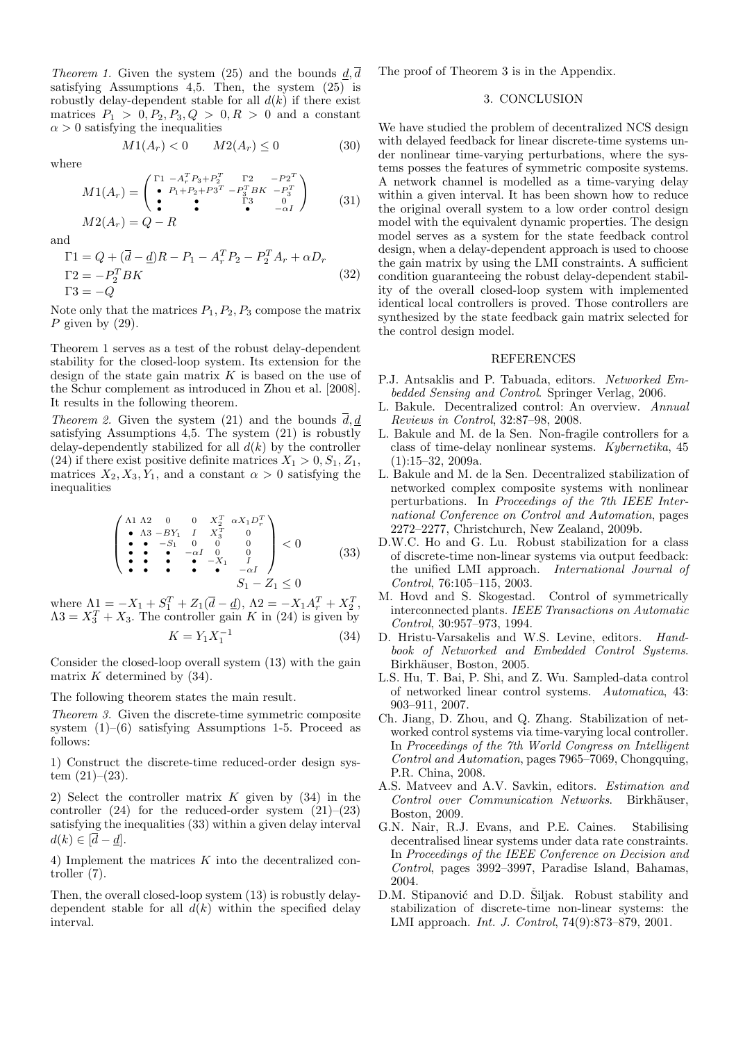*Theorem 1.* Given the system (25) and the bounds $\underline{d}, \overline{d}$ satisfying Assumptions 4,5. Then, the system (25) is robustly delay-dependent stable for all $d(k)$ if there exist matrices $P_1 > 0, P_2, P_3, Q > 0, R > 0$ and a constant $\alpha > 0$ satisfying the inequalities

$$M1(A_r) < 0 \qquad M2(A_r) \leq 0 \tag{30}$$

where

$$M1(A_r) = \begin{pmatrix} \Gamma1 & -A_r^T P_3 + P_2^T & \Gamma2 & -P2^T \\ \bullet & P_1 + P_2 + P3^T & -P_3^T BK & -P_3^T \\ \bullet & \bullet & \Gamma3 & 0 \\ \bullet & \bullet & \bullet & -\alpha I \end{pmatrix} \tag{31}$$

$$M2(A_r) = Q - R$$

and

$$\begin{aligned} \Gamma1 &= Q + (\overline{d} - \underline{d})R - P_1 - A_r^T P_2 - P_2^T A_r + \alpha D_r \\ \Gamma2 &= -P_2^T BK \\ \Gamma3 &= -Q \end{aligned} \tag{32}$$

Note only that the matrices $P_1, P_2, P_3$ compose the matrix $P$ given by (29).

Theorem 1 serves as a test of the robust delay-dependent stability for the closed-loop system. Its extension for the design of the state gain matrix $K$ is based on the use of the Schur complement as introduced in Zhou et al. [2008]. It results in the following theorem.

*Theorem 2.* Given the system (21) and the bounds $\overline{d}, \underline{d}$ satisfying Assumptions 4,5. The system (21) is robustly delay-dependently stabilized for all $d(k)$ by the controller (24) if there exist positive definite matrices $X_1 > 0, S_1, Z_1$, matrices $X_2, X_3, Y_1$, and a constant $\alpha > 0$ satisfying the inequalities

$$\begin{pmatrix} \Lambda1 & \Lambda2 & 0 & 0 & X_2^T & \alpha X_1 D_r^T \\ \bullet & \Lambda3 & -BY_1 & I & X_3^T & 0 \\ \bullet & \bullet & -S_1 & 0 & 0 & 0 \\ \bullet & \bullet & \bullet & -\alpha I & 0 & 0 \\ \bullet & \bullet & \bullet & \bullet & -X_1 & I \\ \bullet & \bullet & \bullet & \bullet & \bullet & -\alpha I \end{pmatrix} < 0 \tag{33}$$

$$S_1 - Z_1 \leq 0$$

where $\Lambda1 = -X_1 + S_1^T + Z_1(\overline{d} - \underline{d})$, $\Lambda2 = -X_1 A_r^T + X_2^T$, $\Lambda3 = X_3^T + X_3$. The controller gain $K$ in (24) is given by

$$K = Y_1 X_1^{-1} \tag{34}$$

Consider the closed-loop overall system (13) with the gain matrix $K$ determined by (34).

The following theorem states the main result.

*Theorem 3.* Given the discrete-time symmetric composite system (1)–(6) satisfying Assumptions 1-5. Proceed as follows:

1) Construct the discrete-time reduced-order design system (21)–(23).

2) Select the controller matrix $K$ given by (34) in the controller (24) for the reduced-order system (21)–(23) satisfying the inequalities (33) within a given delay interval $d(k) \in [\overline{d} - \underline{d}]$.

4) Implement the matrices $K$ into the decentralized controller (7).

Then, the overall closed-loop system (13) is robustly delay-dependent stable for all $d(k)$ within the specified delay interval.

The proof of Theorem 3 is in the Appendix.

## 3. CONCLUSION

We have studied the problem of decentralized NCS design with delayed feedback for linear discrete-time systems under nonlinear time-varying perturbations, where the systems posses the features of symmetric composite systems. A network channel is modelled as a time-varying delay within a given interval. It has been shown how to reduce the original overall system to a low order control design model with the equivalent dynamic properties. The design model serves as a system for the state feedback control design, when a delay-dependent approach is used to choose the gain matrix by using the LMI constraints. A sufficient condition guaranteeing the robust delay-dependent stability of the overall closed-loop system with implemented identical local controllers is proved. Those controllers are synthesized by the state feedback gain matrix selected for the control design model.

## REFERENCES

P.J. Antsaklis and P. Tabuada, editors. *Networked Embedded Sensing and Control*. Springer Verlag, 2006.

L. Bakule. Decentralized control: An overview. *Annual Reviews in Control*, 32:87–98, 2008.

L. Bakule and M. de la Sen. Non-fragile controllers for a class of time-delay nonlinear systems. *Kybernetika*, 45 (1):15–32, 2009a.

L. Bakule and M. de la Sen. Decentralized stabilization of networked complex composite systems with nonlinear perturbations. In *Proceedings of the 7th IEEE International Conference on Control and Automation*, pages 2272–2277, Christchurch, New Zealand, 2009b.

D.W.C. Ho and G. Lu. Robust stabilization for a class of discrete-time non-linear systems via output feedback: the unified LMI approach. *International Journal of Control*, 76:105–115, 2003.

M. Hovd and S. Skogestad. Control of symmetrically interconnected plants. *IEEE Transactions on Automatic Control*, 30:957–973, 1994.

D. Hristu-Varsakelis and W.S. Levine, editors. *Handbook of Networked and Embedded Control Systems*. Birkhäuser, Boston, 2005.

L.S. Hu, T. Bai, P. Shi, and Z. Wu. Sampled-data control of networked linear control systems. *Automatica*, 43: 903–911, 2007.

Ch. Jiang, D. Zhou, and Q. Zhang. Stabilization of networked control systems via time-varying local controller. In *Proceedings of the 7th World Congress on Intelligent Control and Automation*, pages 7965–7069, Chongquing, P.R. China, 2008.

A.S. Matveev and A.V. Savkin, editors. *Estimation and Control over Communication Networks*. Birkhäuser, Boston, 2009.

G.N. Nair, R.J. Evans, and P.E. Caines. Stabilising decentralised linear systems under data rate constraints. In *Proceedings of the IEEE Conference on Decision and Control*, pages 3992–3997, Paradise Island, Bahamas, 2004.

D.M. Stipanović and D.D. Šiljak. Robust stability and stabilization of discrete-time non-linear systems: the LMI approach. *Int. J. Control*, 74(9):873–879, 2001.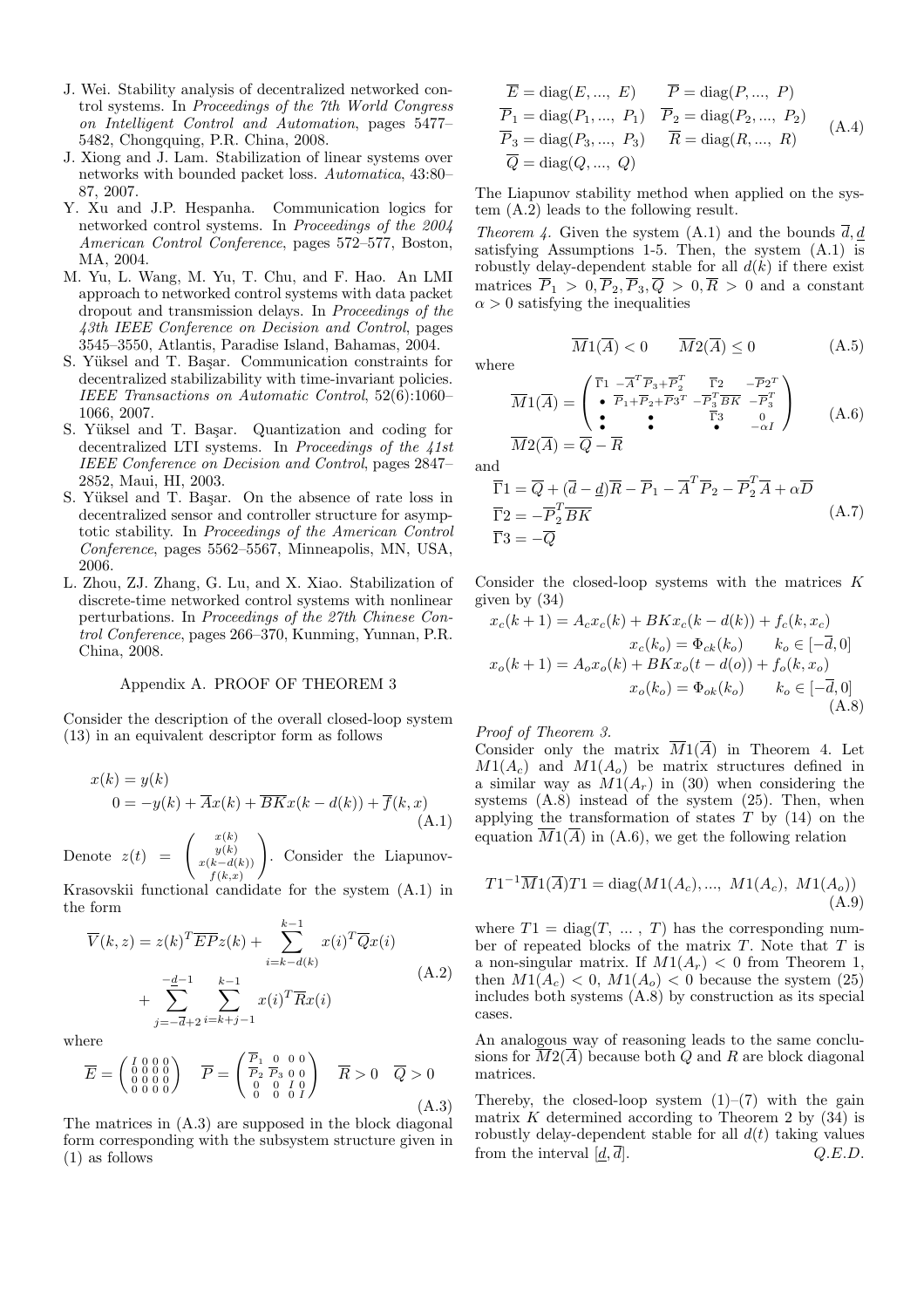J. Wei. Stability analysis of decentralized networked control systems. In *Proceedings of the 7th World Congress on Intelligent Control and Automation*, pages 5477–5482, Chongquing, P.R. China, 2008.

J. Xiong and J. Lam. Stabilization of linear systems over networks with bounded packet loss. *Automatica*, 43:80–87, 2007.

Y. Xu and J.P. Hespanha. Communication logics for networked control systems. In *Proceedings of the 2004 American Control Conference*, pages 572–577, Boston, MA, 2004.

M. Yu, L. Wang, M. Yu, T. Chu, and F. Hao. An LMI approach to networked control systems with data packet dropout and transmission delays. In *Proceedings of the 43th IEEE Conference on Decision and Control*, pages 3545–3550, Atlantis, Paradise Island, Bahamas, 2004.

S. Yüksel and T. Başar. Communication constraints for decentralized stabilizability with time-invariant policies. *IEEE Transactions on Automatic Control*, 52(6):1060–1066, 2007.

S. Yüksel and T. Başar. Quantization and coding for decentralized LTI systems. In *Proceedings of the 41st IEEE Conference on Decision and Control*, pages 2847–2852, Maui, HI, 2003.

S. Yüksel and T. Başar. On the absence of rate loss in decentralized sensor and controller structure for asymptotic stability. In *Proceedings of the American Control Conference*, pages 5562–5567, Minneapolis, MN, USA, 2006.

L. Zhou, ZJ. Zhang, G. Lu, and X. Xiao. Stabilization of discrete-time networked control systems with nonlinear perturbations. In *Proceedings of the 27th Chinese Control Conference*, pages 266–370, Kunming, Yunnan, P.R. China, 2008.

## Appendix A. PROOF OF THEOREM 3

Consider the description of the overall closed-loop system (13) in an equivalent descriptor form as follows

$$
\begin{aligned}
x(k) &= y(k) \\
0 &= -y(k) + \overline{A}x(k) + \overline{BK}x(k-d(k)) + \overline{f}(k,x)
\end{aligned}
\tag{A.1}
$$

Denote $z(t) = \begin{pmatrix} x(k) \\ y(k) \\ x(k-d(k)) \\ f(k,x) \end{pmatrix}$. Consider the Liapunov-Krasovskii functional candidate for the system (A.1) in the form

$$
\overline{V}(k,z) = z(k)^T\overline{EP}z(k) + \sum_{i=k-d(k)}^{k-1} x(i)^T\overline{Q}x(i) + \sum_{j=-\overline{d}+2}^{-\underline{d}-1}\sum_{i=k+j-1}^{k-1} x(i)^T\overline{R}x(i)
\tag{A.2}
$$

where

$$
\overline{E} = \begin{pmatrix} I & 0 & 0 & 0 \\ 0 & 0 & 0 & 0 \\ 0 & 0 & 0 & 0 \\ 0 & 0 & 0 & 0 \end{pmatrix} \quad \overline{P} = \begin{pmatrix} \overline{P}_1 & 0 & 0 & 0 \\ \overline{P}_2 & \overline{P}_3 & 0 & 0 \\ 0 & 0 & I & 0 \\ 0 & 0 & 0 & I \end{pmatrix} \quad \overline{R} > 0 \quad \overline{Q} > 0
\tag{A.3}
$$

The matrices in (A.3) are supposed in the block diagonal form corresponding with the subsystem structure given in (1) as follows

$$
\begin{aligned}
&\overline{E} = \mathrm{diag}(E, ..., \ E) \qquad \overline{P} = \mathrm{diag}(P, ..., \ P) \\
&\overline{P}_1 = \mathrm{diag}(P_1, ..., \ P_1) \quad \overline{P}_2 = \mathrm{diag}(P_2, ..., \ P_2) \\
&\overline{P}_3 = \mathrm{diag}(P_3, ..., \ P_3) \quad \overline{R} = \mathrm{diag}(R, ..., \ R) \\
&\overline{Q} = \mathrm{diag}(Q, ..., \ Q)
\end{aligned}
\tag{A.4}
$$

The Liapunov stability method when applied on the system (A.2) leads to the following result.

*Theorem 4.* Given the system (A.1) and the bounds $\overline{d}, \underline{d}$ satisfying Assumptions 1-5. Then, the system (A.1) is robustly delay-dependent stable for all $d(k)$ if there exist matrices $\overline{P}_1 > 0, \overline{P}_2, \overline{P}_3, \overline{Q} > 0, \overline{R} > 0$ and a constant $\alpha > 0$ satisfying the inequalities

$$
\overline{M}1(\overline{A}) < 0 \qquad \overline{M}2(\overline{A}) \leq 0
\tag{A.5}
$$

where

$$
\begin{aligned}
\overline{M}1(\overline{A}) &= \begin{pmatrix} \overline{\Gamma}1 & -\overline{A}^T\overline{P}_3+\overline{P}_2^T & \overline{\Gamma}2 & -\overline{P}_2{}^T \\ \bullet & \overline{P}_1+\overline{P}_2+\overline{P}_3{}^T & -\overline{P}_3^T\overline{BK} & -\overline{P}_3^T \\ \bullet & \bullet & \overline{\Gamma}3 & 0 \\ \bullet & \bullet & \bullet & -\alpha I \end{pmatrix} \\
\overline{M}2(\overline{A}) &= \overline{Q} - \overline{R}
\end{aligned}
\tag{A.6}
$$

and

$$
\begin{aligned}
\overline{\Gamma}1 &= \overline{Q} + (\overline{d} - \underline{d})\overline{R} - \overline{P}_1 - \overline{A}^T\overline{P}_2 - \overline{P}_2^T\overline{A} + \alpha\overline{D} \\
\overline{\Gamma}2 &= -\overline{P}_2^T\overline{BK} \\
\overline{\Gamma}3 &= -\overline{Q}
\end{aligned}
\tag{A.7}
$$

Consider the closed-loop systems with the matrices $K$ given by (34)

$$
\begin{aligned}
x_c(k+1) &= A_cx_c(k) + BKx_c(k-d(k)) + f_c(k,x_c) \\
x_c(k_o) &= \Phi_{ck}(k_o) \qquad k_o \in [-\overline{d}, 0] \\
x_o(k+1) &= A_ox_o(k) + BKx_o(t-d(o)) + f_o(k,x_o) \\
x_o(k_o) &= \Phi_{ok}(k_o) \qquad k_o \in [-\overline{d}, 0]
\end{aligned}
\tag{A.8}
$$

*Proof of Theorem 3.*
Consider only the matrix $\overline{M}1(\overline{A})$ in Theorem 4. Let $M1(A_c)$ and $M1(A_o)$ be matrix structures defined in a similar way as $M1(A_r)$ in (30) when considering the systems (A.8) instead of the system (25). Then, when applying the transformation of states $T$ by (14) on the equation $\overline{M}1(\overline{A})$ in (A.6), we get the following relation

$$
T1^{-1}\overline{M}1(\overline{A})T1 = \mathrm{diag}(M1(A_c), ..., \ M1(A_c), \ M1(A_o))
\tag{A.9}
$$

where $T1 = \mathrm{diag}(T, \ ... \ , \ T)$ has the corresponding number of repeated blocks of the matrix $T$. Note that $T$ is a non-singular matrix. If $M1(A_r) < 0$ from Theorem 1, then $M1(A_c) < 0$, $M1(A_o) < 0$ because the system (25) includes both systems (A.8) by construction as its special cases.

An analogous way of reasoning leads to the same conclusions for $\overline{M}2(\overline{A})$ because both $Q$ and $R$ are block diagonal matrices.

Thereby, the closed-loop system (1)–(7) with the gain matrix $K$ determined according to Theorem 2 by (34) is robustly delay-dependent stable for all $d(t)$ taking values from the interval $[\underline{d}, \overline{d}]$. *Q.E.D.*